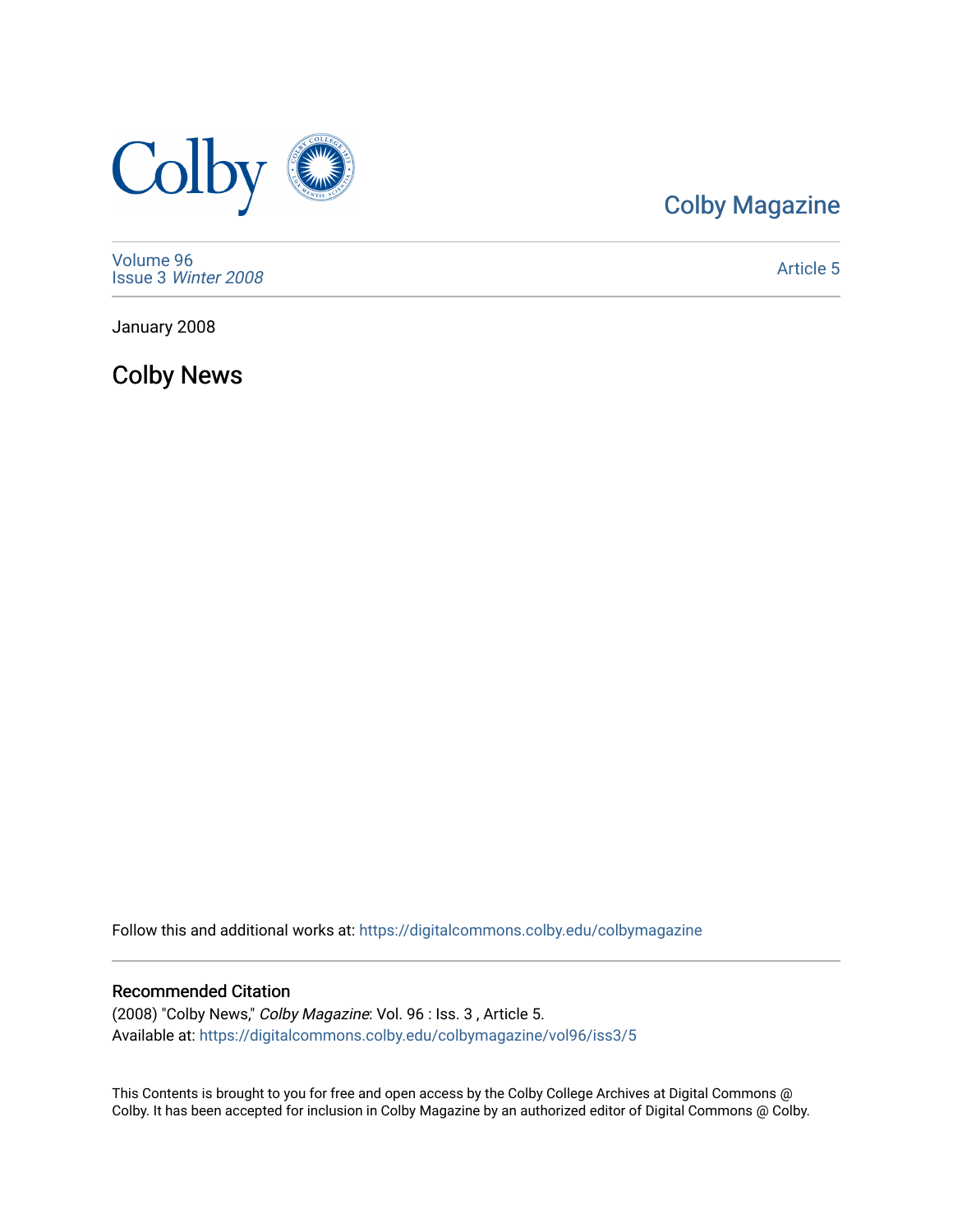Colby Magazine

Volume 96
Issue 3 *Winter 2008*

Article 5

January 2008

# Colby News

Follow this and additional works at: https://digitalcommons.colby.edu/colbymagazine

## Recommended Citation

(2008) "Colby News," *Colby Magazine*: Vol. 96 : Iss. 3 , Article 5.
Available at: https://digitalcommons.colby.edu/colbymagazine/vol96/iss3/5

This Contents is brought to you for free and open access by the Colby College Archives at Digital Commons @ Colby. It has been accepted for inclusion in Colby Magazine by an authorized editor of Digital Commons @ Colby.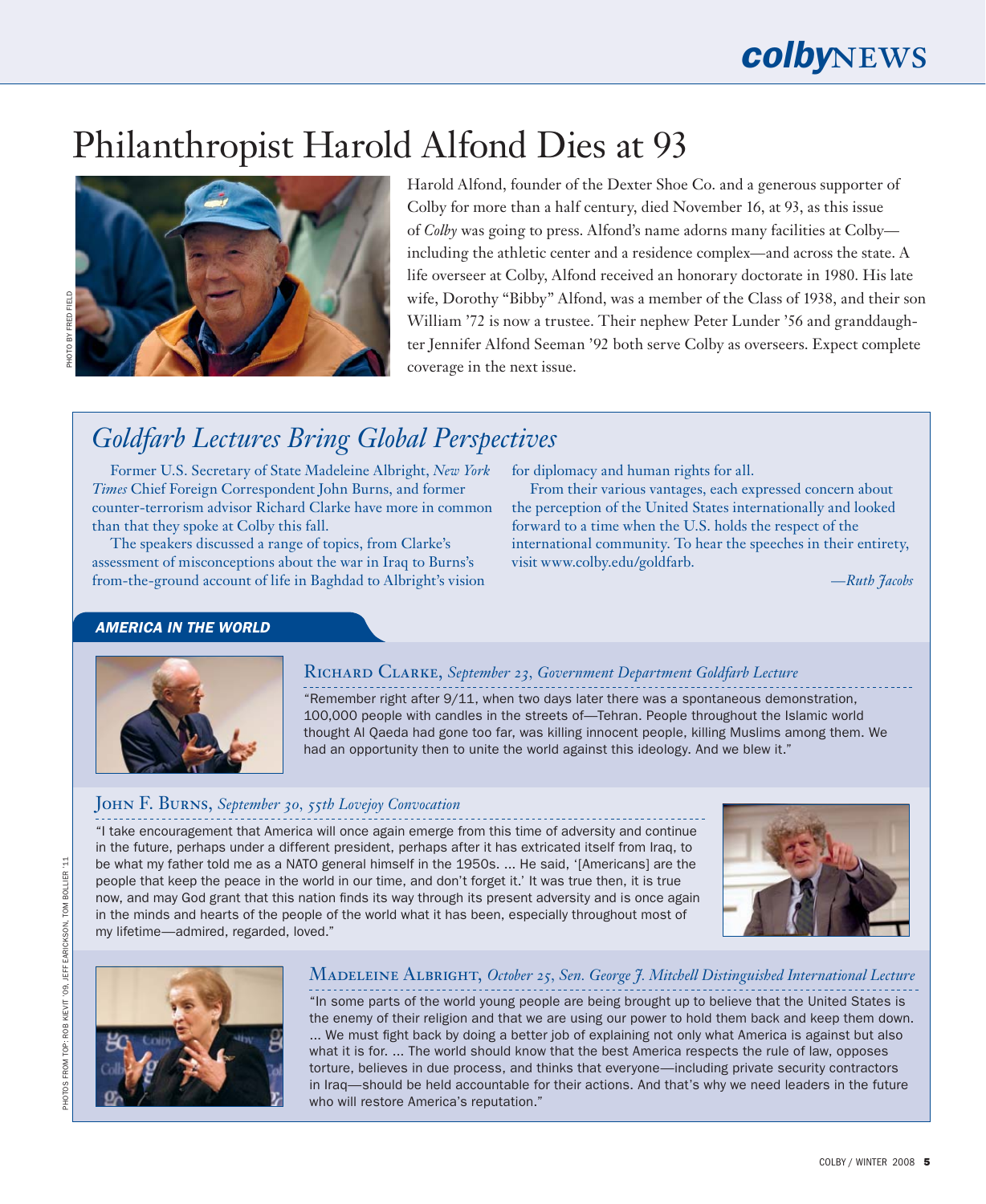# Philanthropist Harold Alfond Dies at 93

PHOTO BY FRED FIELD

Harold Alfond, founder of the Dexter Shoe Co. and a generous supporter of Colby for more than a half century, died November 16, at 93, as this issue of *Colby* was going to press. Alfond's name adorns many facilities at Colby—including the athletic center and a residence complex—and across the state. A life overseer at Colby, Alfond received an honorary doctorate in 1980. His late wife, Dorothy "Bibby" Alfond, was a member of the Class of 1938, and their son William '72 is now a trustee. Their nephew Peter Lunder '56 and granddaughter Jennifer Alfond Seeman '92 both serve Colby as overseers. Expect complete coverage in the next issue.

## *Goldfarb Lectures Bring Global Perspectives*

Former U.S. Secretary of State Madeleine Albright, *New York Times* Chief Foreign Correspondent John Burns, and former counter-terrorism advisor Richard Clarke have more in common than that they spoke at Colby this fall.

The speakers discussed a range of topics, from Clarke's assessment of misconceptions about the war in Iraq to Burns's from-the-ground account of life in Baghdad to Albright's vision for diplomacy and human rights for all.

From their various vantages, each expressed concern about the perception of the United States internationally and looked forward to a time when the U.S. holds the respect of the international community. To hear the speeches in their entirety, visit www.colby.edu/goldfarb.

*—Ruth Jacobs*

### *AMERICA IN THE WORLD*

**Richard Clarke,** *September 23, Government Department Goldfarb Lecture*

"Remember right after 9/11, when two days later there was a spontaneous demonstration, 100,000 people with candles in the streets of—Tehran. People throughout the Islamic world thought Al Qaeda had gone too far, was killing innocent people, killing Muslims among them. We had an opportunity then to unite the world against this ideology. And we blew it."

**John F. Burns,** *September 30, 55th Lovejoy Convocation*

"I take encouragement that America will once again emerge from this time of adversity and continue in the future, perhaps under a different president, perhaps after it has extricated itself from Iraq, to be what my father told me as a NATO general himself in the 1950s. ... He said, '[Americans] are the people that keep the peace in the world in our time, and don't forget it.' It was true then, it is true now, and may God grant that this nation finds its way through its present adversity and is once again in the minds and hearts of the people of the world what it has been, especially throughout most of my lifetime—admired, regarded, loved."

**Madeleine Albright,** *October 25, Sen. George J. Mitchell Distinguished International Lecture*

"In some parts of the world young people are being brought up to believe that the United States is the enemy of their religion and that we are using our power to hold them back and keep them down. ... We must fight back by doing a better job of explaining not only what America is against but also what it is for. ... The world should know that the best America respects the rule of law, opposes torture, believes in due process, and thinks that everyone—including private security contractors in Iraq—should be held accountable for their actions. And that's why we need leaders in the future who will restore America's reputation."

PHOTOS FROM TOP: ROB KIEVIT '09, JEFF EARICKSON, TOM BOLLIER '11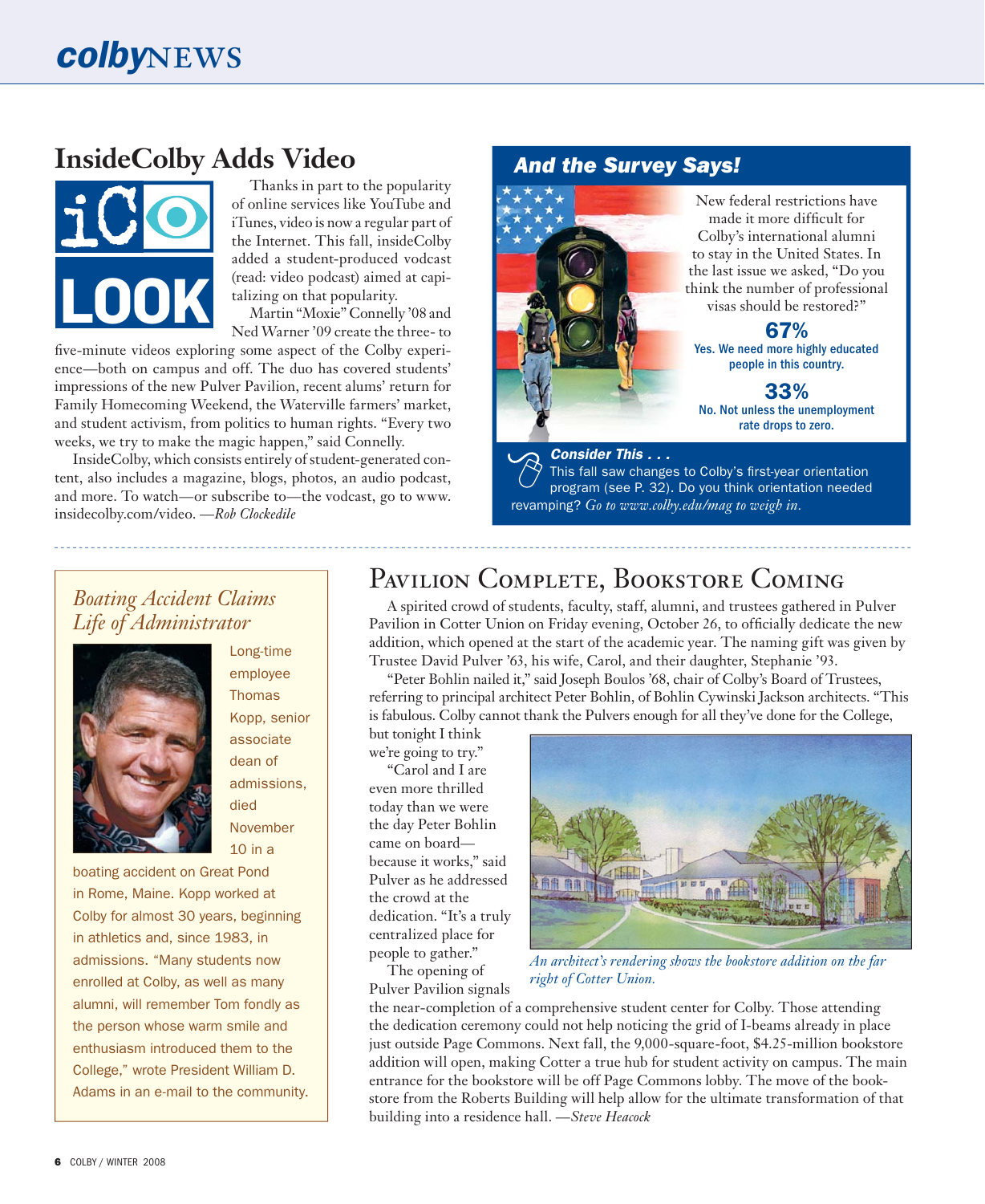## InsideColby Adds Video

Thanks in part to the popularity of online services like YouTube and iTunes, video is now a regular part of the Internet. This fall, insideColby added a student-produced vodcast (read: video podcast) aimed at capitalizing on that popularity.

Martin "Moxie" Connelly '08 and Ned Warner '09 create the three- to five-minute videos exploring some aspect of the Colby experience—both on campus and off. The duo has covered students' impressions of the new Pulver Pavilion, recent alums' return for Family Homecoming Weekend, the Waterville farmers' market, and student activism, from politics to human rights. "Every two weeks, we try to make the magic happen," said Connelly.

InsideColby, which consists entirely of student-generated content, also includes a magazine, blogs, photos, an audio podcast, and more. To watch—or subscribe to—the vodcast, go to www.insidecolby.com/video. —*Rob Clockedile*

## *And the Survey Says!*

New federal restrictions have made it more difficult for Colby's international alumni to stay in the United States. In the last issue we asked, "Do you think the number of professional visas should be restored?"

**67%**
Yes. We need more highly educated people in this country.

**33%**
No. Not unless the unemployment rate drops to zero.

***Consider This . . .***
This fall saw changes to Colby's first-year orientation program (see P. 32). Do you think orientation needed revamping? *Go to www.colby.edu/mag to weigh in.*

## *Boating Accident Claims Life of Administrator*

Long-time employee Thomas Kopp, senior associate dean of admissions, died November 10 in a boating accident on Great Pond in Rome, Maine. Kopp worked at Colby for almost 30 years, beginning in athletics and, since 1983, in admissions. "Many students now enrolled at Colby, as well as many alumni, will remember Tom fondly as the person whose warm smile and enthusiasm introduced them to the College," wrote President William D. Adams in an e-mail to the community.

## Pavilion Complete, Bookstore Coming

A spirited crowd of students, faculty, staff, alumni, and trustees gathered in Pulver Pavilion in Cotter Union on Friday evening, October 26, to officially dedicate the new addition, which opened at the start of the academic year. The naming gift was given by Trustee David Pulver '63, his wife, Carol, and their daughter, Stephanie '93.

"Peter Bohlin nailed it," said Joseph Boulos '68, chair of Colby's Board of Trustees, referring to principal architect Peter Bohlin, of Bohlin Cywinski Jackson architects. "This is fabulous. Colby cannot thank the Pulvers enough for all they've done for the College, but tonight I think we're going to try."

"Carol and I are even more thrilled today than we were the day Peter Bohlin came on board—because it works," said Pulver as he addressed the crowd at the dedication. "It's a truly centralized place for people to gather."

The opening of Pulver Pavilion signals the near-completion of a comprehensive student center for Colby. Those attending the dedication ceremony could not help noticing the grid of I-beams already in place just outside Page Commons. Next fall, the 9,000-square-foot, $4.25-million bookstore addition will open, making Cotter a true hub for student activity on campus. The main entrance for the bookstore will be off Page Commons lobby. The move of the bookstore from the Roberts Building will help allow for the ultimate transformation of that building into a residence hall. —*Steve Heacock*

*An architect's rendering shows the bookstore addition on the far right of Cotter Union.*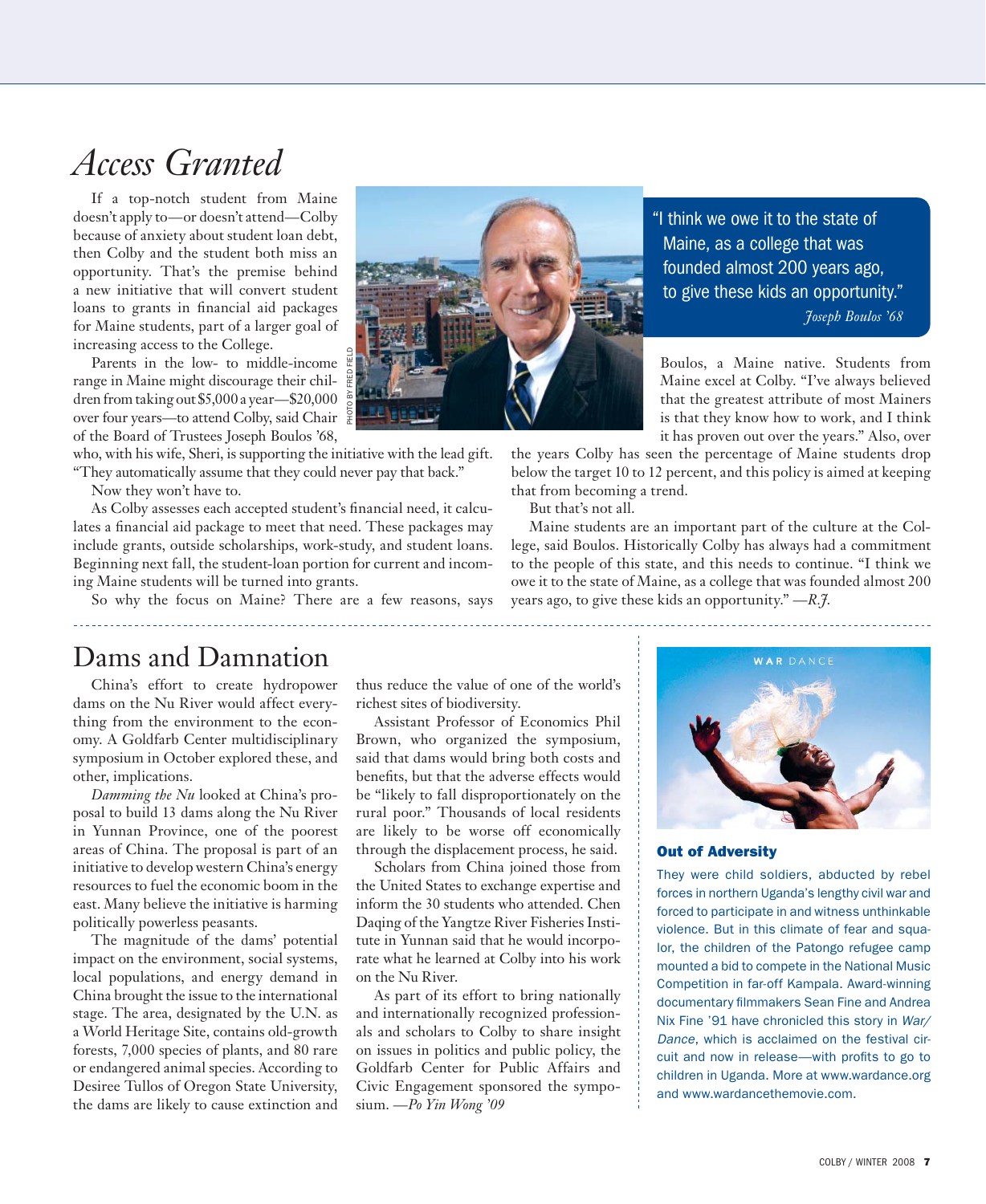# Access Granted

If a top-notch student from Maine doesn't apply to—or doesn't attend—Colby because of anxiety about student loan debt, then Colby and the student both miss an opportunity. That's the premise behind a new initiative that will convert student loans to grants in financial aid packages for Maine students, part of a larger goal of increasing access to the College.

Parents in the low- to middle-income range in Maine might discourage their children from taking out $5,000 a year—$20,000 over four years—to attend Colby, said Chair of the Board of Trustees Joseph Boulos '68, who, with his wife, Sheri, is supporting the initiative with the lead gift. "They automatically assume that they could never pay that back."

Now they won't have to.

As Colby assesses each accepted student's financial need, it calculates a financial aid package to meet that need. These packages may include grants, outside scholarships, work-study, and student loans. Beginning next fall, the student-loan portion for current and incoming Maine students will be turned into grants.

So why the focus on Maine? There are a few reasons, says Boulos, a Maine native. Students from Maine excel at Colby. "I've always believed that the greatest attribute of most Mainers is that they know how to work, and I think it has proven out over the years." Also, over the years Colby has seen the percentage of Maine students drop below the target 10 to 12 percent, and this policy is aimed at keeping that from becoming a trend.

> "I think we owe it to the state of Maine, as a college that was founded almost 200 years ago, to give these kids an opportunity."
> *Joseph Boulos '68*

PHOTO BY FRED FIELD

But that's not all.

Maine students are an important part of the culture at the College, said Boulos. Historically Colby has always had a commitment to the people of this state, and this needs to continue. "I think we owe it to the state of Maine, as a college that was founded almost 200 years ago, to give these kids an opportunity." *—R.J.*

# Dams and Damnation

China's effort to create hydropower dams on the Nu River would affect everything from the environment to the economy. A Goldfarb Center multidisciplinary symposium in October explored these, and other, implications.

*Damming the Nu* looked at China's proposal to build 13 dams along the Nu River in Yunnan Province, one of the poorest areas of China. The proposal is part of an initiative to develop western China's energy resources to fuel the economic boom in the east. Many believe the initiative is harming politically powerless peasants.

The magnitude of the dams' potential impact on the environment, social systems, local populations, and energy demand in China brought the issue to the international stage. The area, designated by the U.N. as a World Heritage Site, contains old-growth forests, 7,000 species of plants, and 80 rare or endangered animal species. According to Desiree Tullos of Oregon State University, the dams are likely to cause extinction and thus reduce the value of one of the world's richest sites of biodiversity.

Assistant Professor of Economics Phil Brown, who organized the symposium, said that dams would bring both costs and benefits, but that the adverse effects would be "likely to fall disproportionately on the rural poor." Thousands of local residents are likely to be worse off economically through the displacement process, he said.

Scholars from China joined those from the United States to exchange expertise and inform the 30 students who attended. Chen Daqing of the Yangtze River Fisheries Institute in Yunnan said that he would incorporate what he learned at Colby into his work on the Nu River.

As part of its effort to bring nationally and internationally recognized professionals and scholars to Colby to share insight on issues in politics and public policy, the Goldfarb Center for Public Affairs and Civic Engagement sponsored the symposium. *—Po Yin Wong '09*

### Out of Adversity

They were child soldiers, abducted by rebel forces in northern Uganda's lengthy civil war and forced to participate in and witness unthinkable violence. But in this climate of fear and squalor, the children of the Patongo refugee camp mounted a bid to compete in the National Music Competition in far-off Kampala. Award-winning documentary filmmakers Sean Fine and Andrea Nix Fine '91 have chronicled this story in *War/Dance*, which is acclaimed on the festival circuit and now in release—with profits to go to children in Uganda. More at www.wardance.org and www.wardancethemovie.com.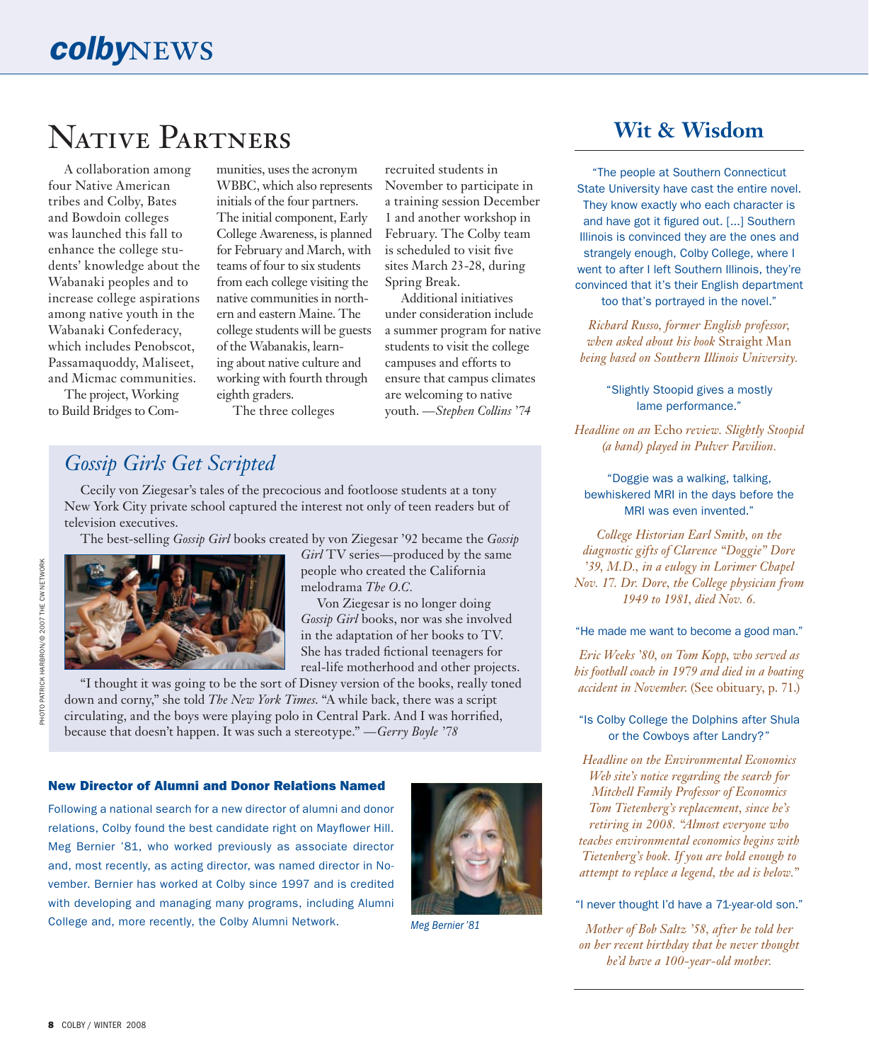# Native Partners

A collaboration among four Native American tribes and Colby, Bates and Bowdoin colleges was launched this fall to enhance the college students' knowledge about the Wabanaki peoples and to increase college aspirations among native youth in the Wabanaki Confederacy, which includes Penobscot, Passamaquoddy, Maliseet, and Micmac communities.

The project, Working to Build Bridges to Communities, uses the acronym WBBC, which also represents initials of the four partners. The initial component, Early College Awareness, is planned for February and March, with teams of four to six students from each college visiting the native communities in northern and eastern Maine. The college students will be guests of the Wabanakis, learning about native culture and working with fourth through eighth graders.

The three colleges recruited students in November to participate in a training session December 1 and another workshop in February. The Colby team is scheduled to visit five sites March 23-28, during Spring Break.

Additional initiatives under consideration include a summer program for native students to visit the college campuses and efforts to ensure that campus climates are welcoming to native youth. —*Stephen Collins '74*

## *Gossip Girls Get Scripted*

Cecily von Ziegesar's tales of the precocious and footloose students at a tony New York City private school captured the interest not only of teen readers but of television executives.

The best-selling *Gossip Girl* books created by von Ziegesar '92 became the *Gossip Girl* TV series—produced by the same people who created the California melodrama *The O.C.*

Von Ziegesar is no longer doing *Gossip Girl* books, nor was she involved in the adaptation of her books to TV. She has traded fictional teenagers for real-life motherhood and other projects.

"I thought it was going to be the sort of Disney version of the books, really toned down and corny," she told *The New York Times*. "A while back, there was a script circulating, and the boys were playing polo in Central Park. And I was horrified, because that doesn't happen. It was such a stereotype." —*Gerry Boyle '78*

PHOTO PATRICK HARBRON/© 2007 THE CW NETWORK

### New Director of Alumni and Donor Relations Named

Following a national search for a new director of alumni and donor relations, Colby found the best candidate right on Mayflower Hill. Meg Bernier '81, who worked previously as associate director and, most recently, as acting director, was named director in November. Bernier has worked at Colby since 1997 and is credited with developing and managing many programs, including Alumni College and, more recently, the Colby Alumni Network.

*Meg Bernier '81*

## Wit & Wisdom

"The people at Southern Connecticut State University have cast the entire novel. They know exactly who each character is and have got it figured out. [...] Southern Illinois is convinced they are the ones and strangely enough, Colby College, where I went to after I left Southern Illinois, they're convinced that it's their English department too that's portrayed in the novel."

*Richard Russo, former English professor, when asked about his book* Straight Man *being based on Southern Illinois University.*

"Slightly Stoopid gives a mostly lame performance."

*Headline on an* Echo *review. Slightly Stoopid (a band) played in Pulver Pavilion.*

"Doggie was a walking, talking, bewhiskered MRI in the days before the MRI was even invented."

*College Historian Earl Smith, on the diagnostic gifts of Clarence "Doggie" Dore '39, M.D., in a eulogy in Lorimer Chapel Nov. 17. Dr. Dore, the College physician from 1949 to 1981, died Nov. 6.*

"He made me want to become a good man."

*Eric Weeks '80, on Tom Kopp, who served as his football coach in 1979 and died in a boating accident in November.* (See obituary, p. 71.)

"Is Colby College the Dolphins after Shula or the Cowboys after Landry?"

*Headline on the Environmental Economics Web site's notice regarding the search for Mitchell Family Professor of Economics Tom Tietenberg's replacement, since he's retiring in 2008. "Almost everyone who teaches environmental economics begins with Tietenberg's book. If you are bold enough to attempt to replace a legend, the ad is below."*

"I never thought I'd have a 71-year-old son."

*Mother of Bob Saltz '58, after he told her on her recent birthday that he never thought he'd have a 100-year-old mother.*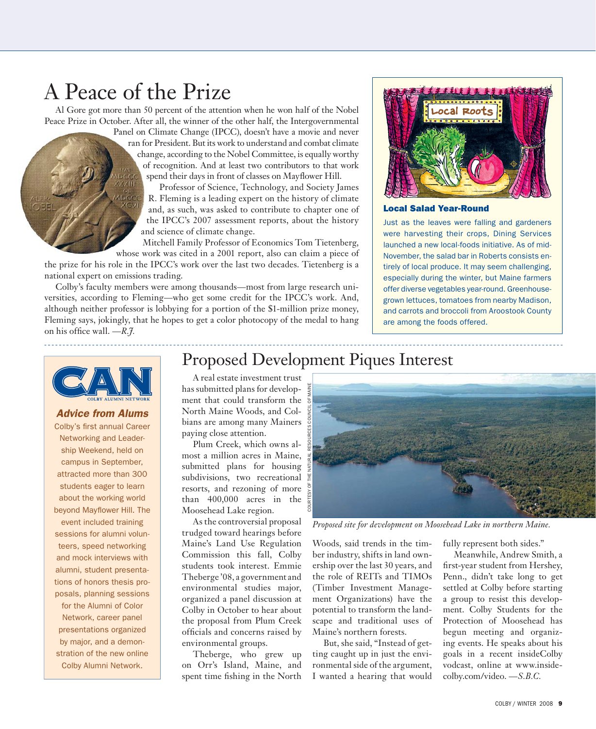# A Peace of the Prize

Al Gore got more than 50 percent of the attention when he won half of the Nobel Peace Prize in October. After all, the winner of the other half, the Intergovernmental Panel on Climate Change (IPCC), doesn't have a movie and never ran for President. But its work to understand and combat climate change, according to the Nobel Committee, is equally worthy of recognition. And at least two contributors to that work spend their days in front of classes on Mayflower Hill.

Professor of Science, Technology, and Society James R. Fleming is a leading expert on the history of climate and, as such, was asked to contribute to chapter one of the IPCC's 2007 assessment reports, about the history and science of climate change.

Mitchell Family Professor of Economics Tom Tietenberg, whose work was cited in a 2001 report, also can claim a piece of the prize for his role in the IPCC's work over the last two decades. Tietenberg is a national expert on emissions trading.

Colby's faculty members were among thousands—most from large research universities, according to Fleming—who get some credit for the IPCC's work. And, although neither professor is lobbying for a portion of the $1-million prize money, Fleming says, jokingly, that he hopes to get a color photocopy of the medal to hang on his office wall. *—R.J.*

## Local Salad Year-Round

Just as the leaves were falling and gardeners were harvesting their crops, Dining Services launched a new local-foods initiative. As of mid-November, the salad bar in Roberts consists entirely of local produce. It may seem challenging, especially during the winter, but Maine farmers offer diverse vegetables year-round. Greenhouse-grown lettuces, tomatoes from nearby Madison, and carrots and broccoli from Aroostook County are among the foods offered.

---

# Proposed Development Piques Interest

A real estate investment trust has submitted plans for development that could transform the North Maine Woods, and Colbians are among many Mainers paying close attention.

Plum Creek, which owns almost a million acres in Maine, submitted plans for housing subdivisions, two recreational resorts, and rezoning of more than 400,000 acres in the Moosehead Lake region.

As the controversial proposal trudged toward hearings before Maine's Land Use Regulation Commission this fall, Colby students took interest. Emmie Theberge '08, a government and environmental studies major, organized a panel discussion at Colby in October to hear about the proposal from Plum Creek officials and concerns raised by environmental groups.

Theberge, who grew up on Orr's Island, Maine, and spent time fishing in the North Woods, said trends in the timber industry, shifts in land ownership over the last 30 years, and the role of REITs and TIMOs (Timber Investment Management Organizations) have the potential to transform the landscape and traditional uses of Maine's northern forests.

But, she said, "Instead of getting caught up in just the environmental side of the argument, I wanted a hearing that would fully represent both sides."

Meanwhile, Andrew Smith, a first-year student from Hershey, Penn., didn't take long to get settled at Colby before starting a group to resist this development. Colby Students for the Protection of Moosehead has begun meeting and organizing events. He speaks about his goals in a recent insideColby vodcast, online at www.insidecolby.com/video. *—S.B.C.*

COURTESY OF THE NATURAL RESOURCES COUNCIL OF MAINE

*Proposed site for development on Moosehead Lake in northern Maine.*

---

**CAN**
COLBY ALUMNI NETWORK

### *Advice from Alums*

Colby's first annual Career Networking and Leadership Weekend, held on campus in September, attracted more than 300 students eager to learn about the working world beyond Mayflower Hill. The event included training sessions for alumni volunteers, speed networking and mock interviews with alumni, student presentations of honors thesis proposals, planning sessions for the Alumni of Color Network, career panel presentations organized by major, and a demonstration of the new online Colby Alumni Network.